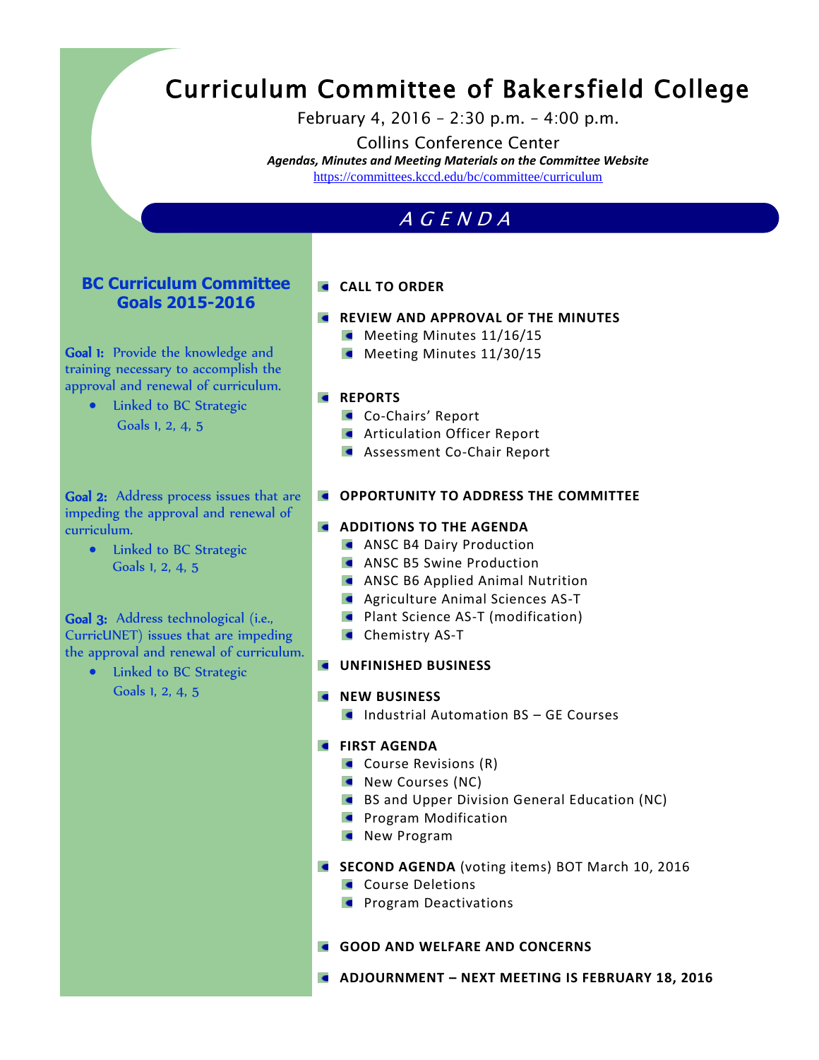# Curriculum Committee of Bakersfield College

February 4, 2016 – 2:30 p.m. – 4:00 p.m.

Collins Conference Center

***Agendas, Minutes and Meeting Materials on the Committee Website***

https://committees.kccd.edu/bc/committee/curriculum

## *A G E N D A*

### BC Curriculum Committee Goals 2015-2016

**Goal 1:** Provide the knowledge and training necessary to accomplish the approval and renewal of curriculum.

- Linked to BC Strategic Goals 1, 2, 4, 5

**Goal 2:** Address process issues that are impeding the approval and renewal of curriculum.

- Linked to BC Strategic Goals 1, 2, 4, 5

**Goal 3:** Address technological (i.e., CurricUNET) issues that are impeding the approval and renewal of curriculum.

- Linked to BC Strategic Goals 1, 2, 4, 5

---

- **CALL TO ORDER**
- **REVIEW AND APPROVAL OF THE MINUTES**
  - Meeting Minutes 11/16/15
  - Meeting Minutes 11/30/15
- **REPORTS**
  - Co-Chairs' Report
  - Articulation Officer Report
  - Assessment Co-Chair Report
- **OPPORTUNITY TO ADDRESS THE COMMITTEE**
- **ADDITIONS TO THE AGENDA**
  - ANSC B4 Dairy Production
  - ANSC B5 Swine Production
  - ANSC B6 Applied Animal Nutrition
  - Agriculture Animal Sciences AS-T
  - Plant Science AS-T (modification)
  - Chemistry AS-T
- **UNFINISHED BUSINESS**
- **NEW BUSINESS**
  - Industrial Automation BS – GE Courses
- **FIRST AGENDA**
  - Course Revisions (R)
  - New Courses (NC)
  - BS and Upper Division General Education (NC)
  - Program Modification
  - New Program
- **SECOND AGENDA** (voting items) BOT March 10, 2016
  - Course Deletions
  - Program Deactivations
- **GOOD AND WELFARE AND CONCERNS**
- **ADJOURNMENT – NEXT MEETING IS FEBRUARY 18, 2016**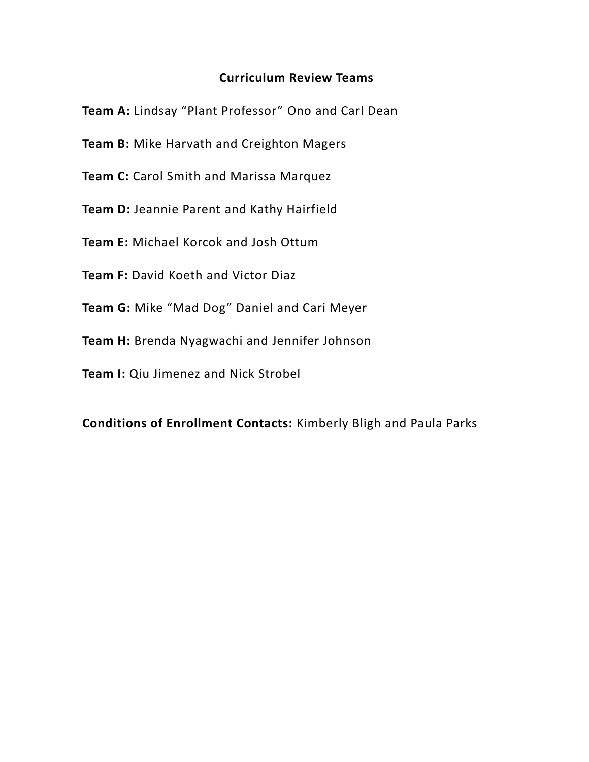**Curriculum Review Teams**

**Team A:** Lindsay “Plant Professor” Ono and Carl Dean

**Team B:** Mike Harvath and Creighton Magers

**Team C:** Carol Smith and Marissa Marquez

**Team D:** Jeannie Parent and Kathy Hairfield

**Team E:** Michael Korcok and Josh Ottum

**Team F:** David Koeth and Victor Diaz

**Team G:** Mike “Mad Dog” Daniel and Cari Meyer

**Team H:** Brenda Nyagwachi and Jennifer Johnson

**Team I:** Qiu Jimenez and Nick Strobel

**Conditions of Enrollment Contacts:** Kimberly Bligh and Paula Parks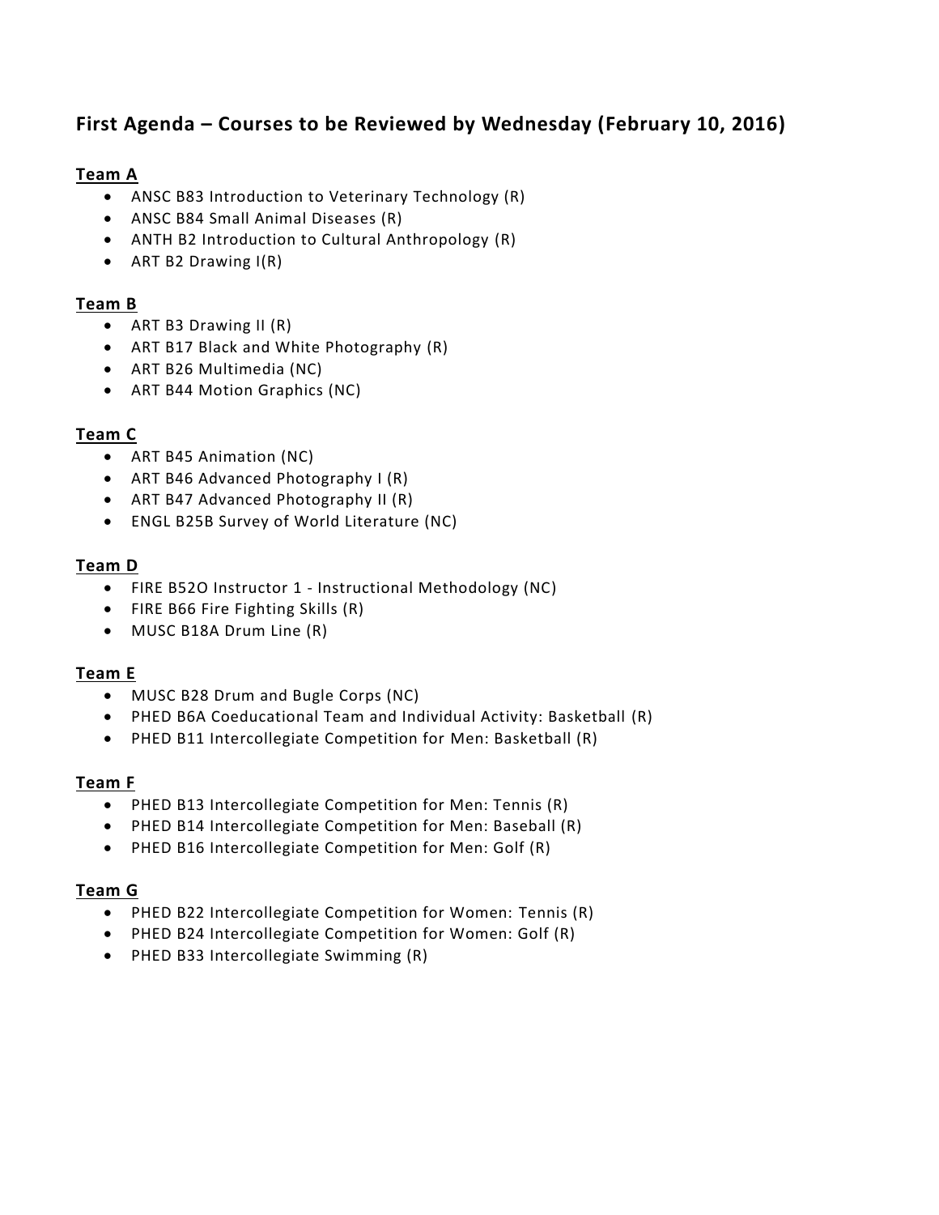## First Agenda – Courses to be Reviewed by Wednesday (February 10, 2016)

### Team A

- ANSC B83 Introduction to Veterinary Technology (R)
- ANSC B84 Small Animal Diseases (R)
- ANTH B2 Introduction to Cultural Anthropology (R)
- ART B2 Drawing I(R)

### Team B

- ART B3 Drawing II (R)
- ART B17 Black and White Photography (R)
- ART B26 Multimedia (NC)
- ART B44 Motion Graphics (NC)

### Team C

- ART B45 Animation (NC)
- ART B46 Advanced Photography I (R)
- ART B47 Advanced Photography II (R)
- ENGL B25B Survey of World Literature (NC)

### Team D

- FIRE B52O Instructor 1 - Instructional Methodology (NC)
- FIRE B66 Fire Fighting Skills (R)
- MUSC B18A Drum Line (R)

### Team E

- MUSC B28 Drum and Bugle Corps (NC)
- PHED B6A Coeducational Team and Individual Activity: Basketball (R)
- PHED B11 Intercollegiate Competition for Men: Basketball (R)

### Team F

- PHED B13 Intercollegiate Competition for Men: Tennis (R)
- PHED B14 Intercollegiate Competition for Men: Baseball (R)
- PHED B16 Intercollegiate Competition for Men: Golf (R)

### Team G

- PHED B22 Intercollegiate Competition for Women: Tennis (R)
- PHED B24 Intercollegiate Competition for Women: Golf (R)
- PHED B33 Intercollegiate Swimming (R)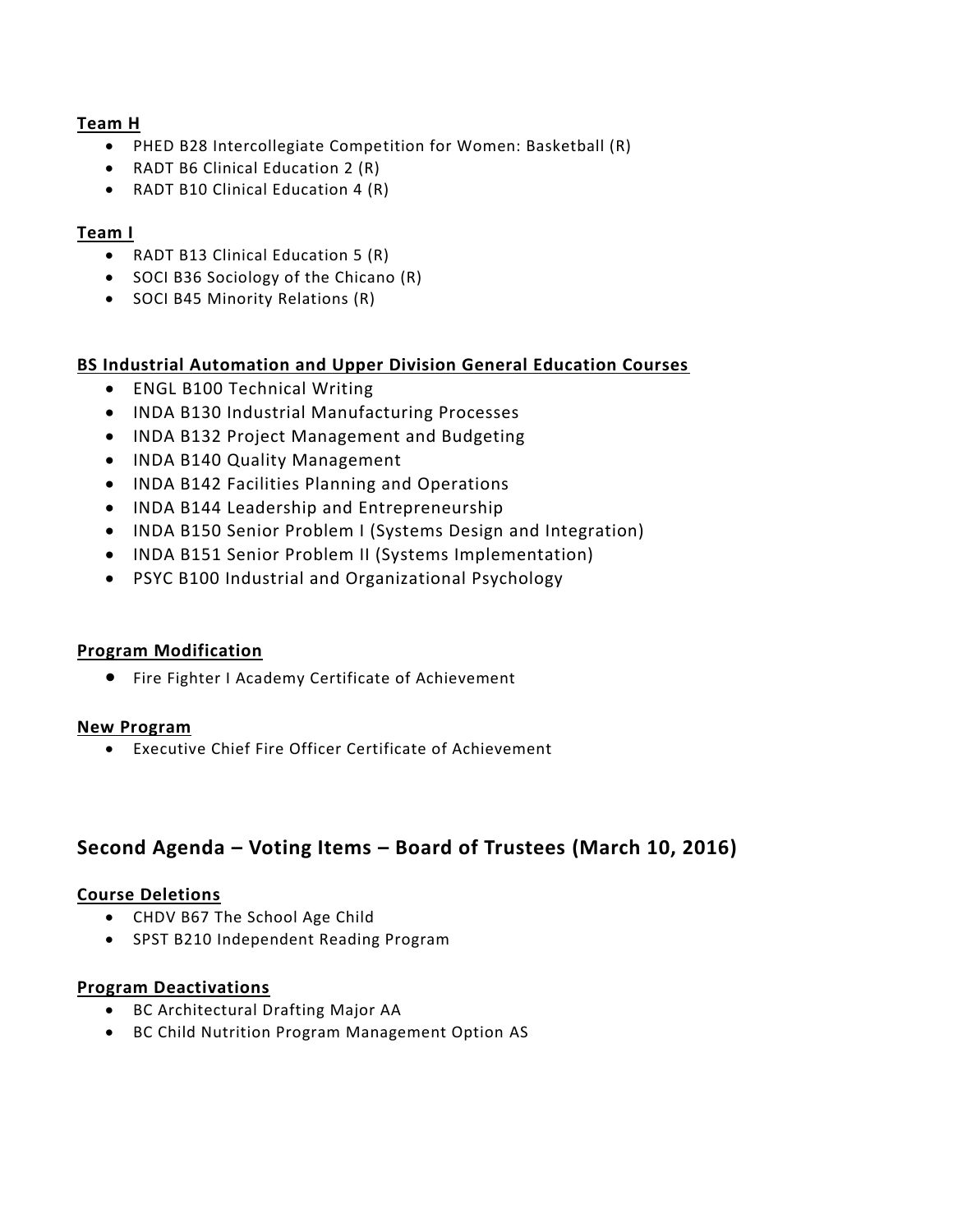**Team H**

- PHED B28 Intercollegiate Competition for Women: Basketball (R)
- RADT B6 Clinical Education 2 (R)
- RADT B10 Clinical Education 4 (R)

**Team I**

- RADT B13 Clinical Education 5 (R)
- SOCI B36 Sociology of the Chicano (R)
- SOCI B45 Minority Relations (R)

**BS Industrial Automation and Upper Division General Education Courses**

- ENGL B100 Technical Writing
- INDA B130 Industrial Manufacturing Processes
- INDA B132 Project Management and Budgeting
- INDA B140 Quality Management
- INDA B142 Facilities Planning and Operations
- INDA B144 Leadership and Entrepreneurship
- INDA B150 Senior Problem I (Systems Design and Integration)
- INDA B151 Senior Problem II (Systems Implementation)
- PSYC B100 Industrial and Organizational Psychology

**Program Modification**

- Fire Fighter I Academy Certificate of Achievement

**New Program**

- Executive Chief Fire Officer Certificate of Achievement

## Second Agenda – Voting Items – Board of Trustees (March 10, 2016)

**Course Deletions**

- CHDV B67 The School Age Child
- SPST B210 Independent Reading Program

**Program Deactivations**

- BC Architectural Drafting Major AA
- BC Child Nutrition Program Management Option AS